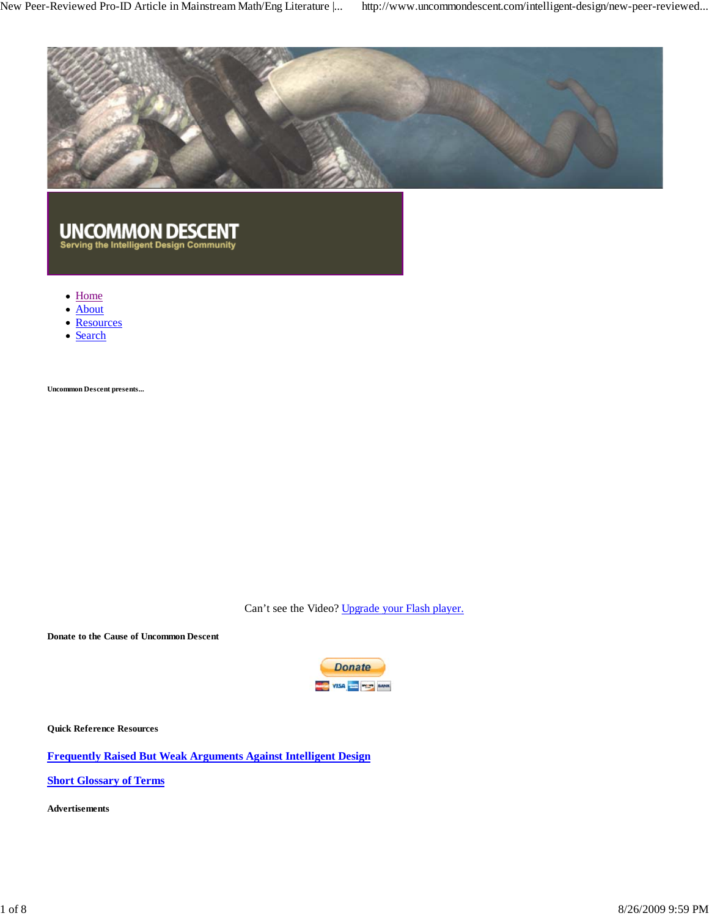# UNCOMMON DESCENT

Serving the Intelligent Design Community

- [Home]
- [About]
- [Resources]
- [Search]

**Uncommon Descent presents...**

Can't see the Video? [Upgrade your Flash player.]

**Donate to the Cause of Uncommon Descent**

Donate

**Quick Reference Resources**

**[Frequently Raised But Weak Arguments Against Intelligent Design]**

**[Short Glossary of Terms]**

**Advertisements**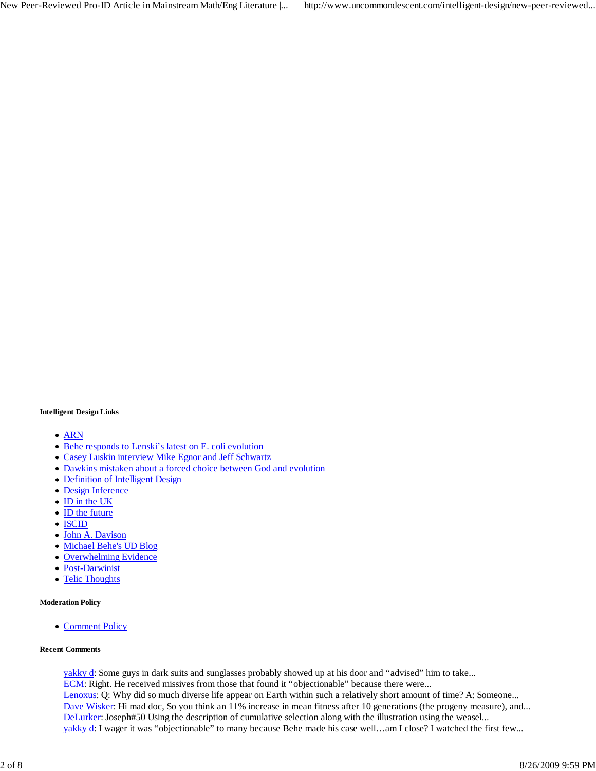**Intelligent Design Links**

- ARN
- Behe responds to Lenski's latest on E. coli evolution
- Casey Luskin interview Mike Egnor and Jeff Schwartz
- Dawkins mistaken about a forced choice between God and evolution
- Definition of Intelligent Design
- Design Inference
- ID in the UK
- ID the future
- ISCID
- John A. Davison
- Michael Behe's UD Blog
- Overwhelming Evidence
- Post-Darwinist
- Telic Thoughts

**Moderation Policy**

- Comment Policy

**Recent Comments**

yakky d: Some guys in dark suits and sunglasses probably showed up at his door and "advised" him to take...
ECM: Right. He received missives from those that found it "objectionable" because there were...
Lenoxus: Q: Why did so much diverse life appear on Earth within such a relatively short amount of time? A: Someone...
Dave Wisker: Hi mad doc, So you think an 11% increase in mean fitness after 10 generations (the progeny measure), and...
DeLurker: Joseph#50 Using the description of cumulative selection along with the illustration using the weasel...
yakky d: I wager it was "objectionable" to many because Behe made his case well…am I close? I watched the first few...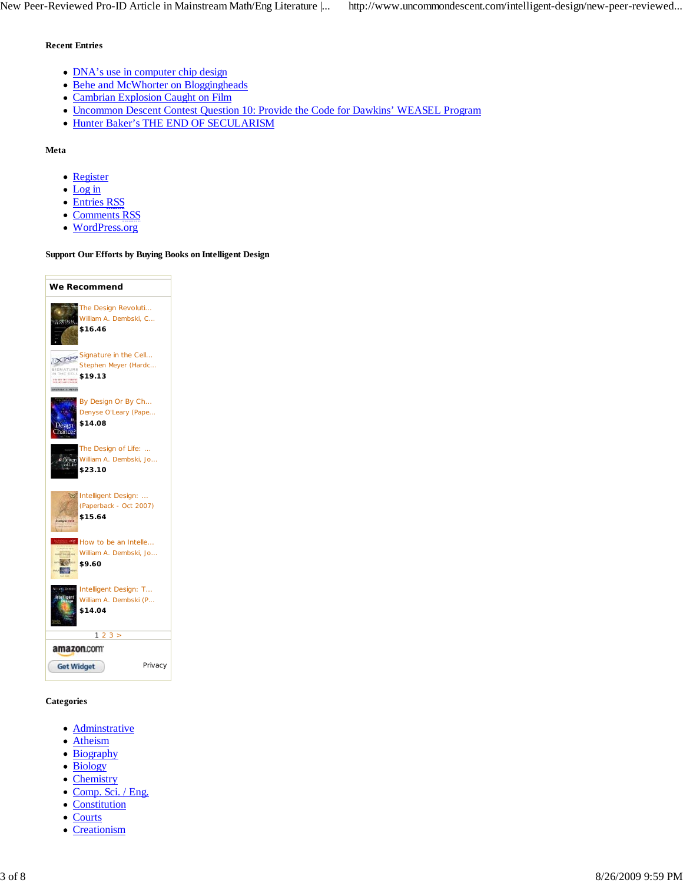### Recent Entries

- DNA's use in computer chip design
- Behe and McWhorter on Bloggingheads
- Cambrian Explosion Caught on Film
- Uncommon Descent Contest Question 10: Provide the Code for Dawkins' WEASEL Program
- Hunter Baker's THE END OF SECULARISM

### Meta

- Register
- Log in
- Entries RSS
- Comments RSS
- WordPress.org

### Support Our Efforts by Buying Books on Intelligent Design

**We Recommend**

- The Design Revoluti...
  William A. Dembski, C...
  **$16.46**
- Signature in the Cell...
  Stephen Meyer (Hardc...
  **$19.13**
- By Design Or By Ch...
  Denyse O'Leary (Pape...
  **$14.08**
- The Design of Life: ...
  William A. Dembski, Jo...
  **$23.10**
- Intelligent Design: ...
  (Paperback - Oct 2007)
  **$15.64**
- How to be an Intelle...
  William A. Dembski, Jo...
  **$9.60**
- Intelligent Design: T...
  William A. Dembski (P...
  **$14.04**

1 2 3 >

amazon.com

Get Widget Privacy

### Categories

- Adminstrative
- Atheism
- Biography
- Biology
- Chemistry
- Comp. Sci. / Eng.
- Constitution
- Courts
- Creationism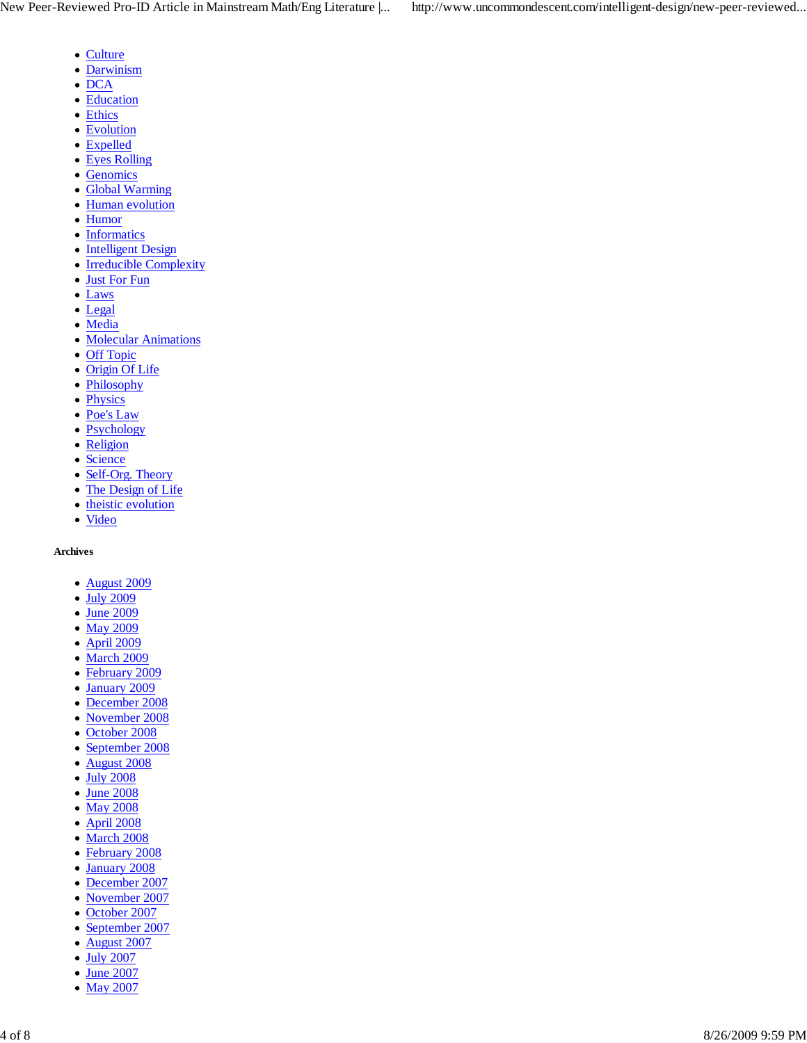- Culture
- Darwinism
- DCA
- Education
- Ethics
- Evolution
- Expelled
- Eyes Rolling
- Genomics
- Global Warming
- Human evolution
- Humor
- Informatics
- Intelligent Design
- Irreducible Complexity
- Just For Fun
- Laws
- Legal
- Media
- Molecular Animations
- Off Topic
- Origin Of Life
- Philosophy
- Physics
- Poe's Law
- Psychology
- Religion
- Science
- Self-Org. Theory
- The Design of Life
- theistic evolution
- Video

#### Archives

- August 2009
- July 2009
- June 2009
- May 2009
- April 2009
- March 2009
- February 2009
- January 2009
- December 2008
- November 2008
- October 2008
- September 2008
- August 2008
- July 2008
- June 2008
- May 2008
- April 2008
- March 2008
- February 2008
- January 2008
- December 2007
- November 2007
- October 2007
- September 2007
- August 2007
- July 2007
- June 2007
- May 2007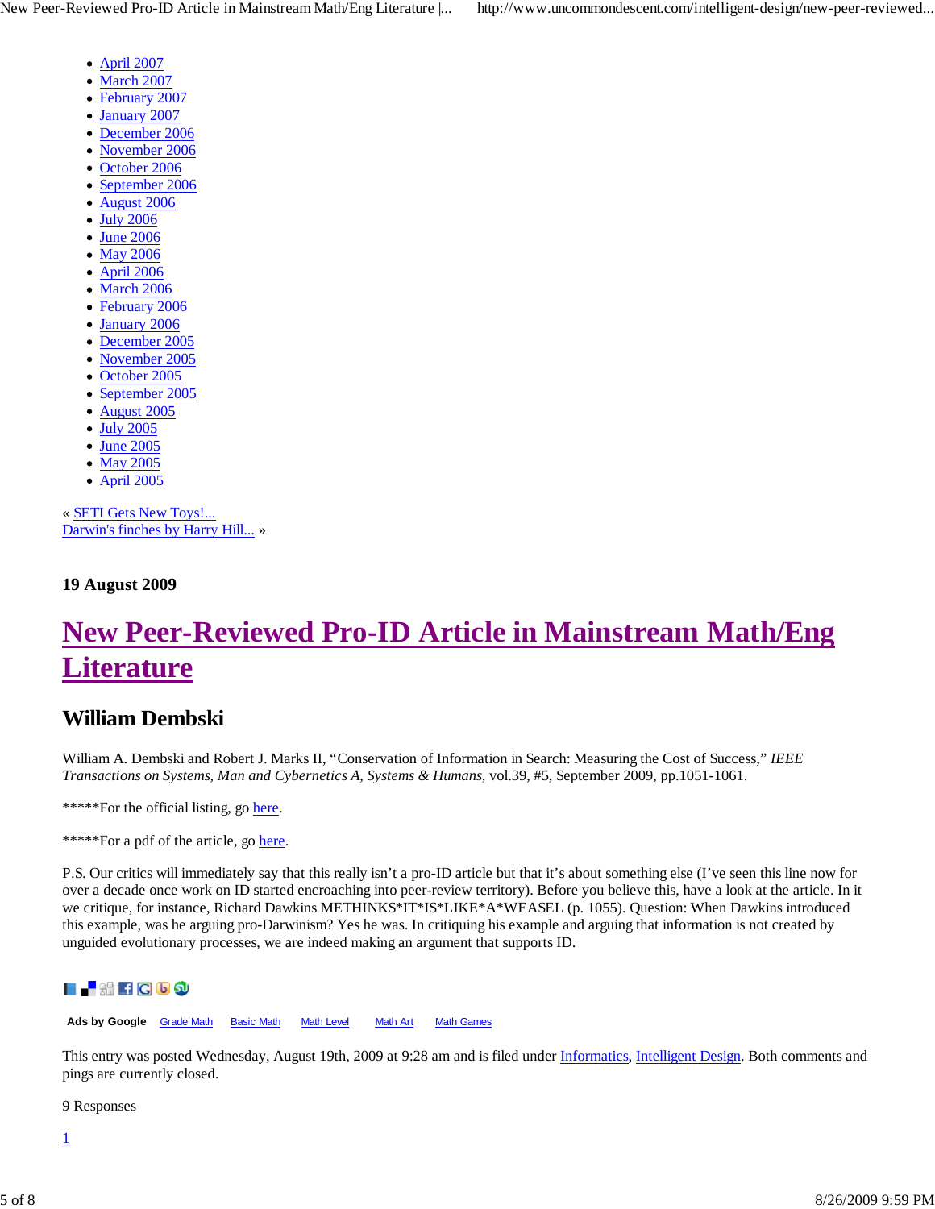- April 2007
- March 2007
- February 2007
- January 2007
- December 2006
- November 2006
- October 2006
- September 2006
- August 2006
- July 2006
- June 2006
- May 2006
- April 2006
- March 2006
- February 2006
- January 2006
- December 2005
- November 2005
- October 2005
- September 2005
- August 2005
- July 2005
- June 2005
- May 2005
- April 2005

« SETI Gets New Toys!...
Darwin's finches by Harry Hill... »

**19 August 2009**

# New Peer-Reviewed Pro-ID Article in Mainstream Math/Eng Literature

## William Dembski

William A. Dembski and Robert J. Marks II, "Conservation of Information in Search: Measuring the Cost of Success," *IEEE Transactions on Systems, Man and Cybernetics A, Systems & Humans*, vol.39, #5, September 2009, pp.1051-1061.

*****For the official listing, go here.

*****For a pdf of the article, go here.

P.S. Our critics will immediately say that this really isn't a pro-ID article but that it's about something else (I've seen this line now for over a decade once work on ID started encroaching into peer-review territory). Before you believe this, have a look at the article. In it we critique, for instance, Richard Dawkins METHINKS*IT*IS*LIKE*A*WEASEL (p. 1055). Question: When Dawkins introduced this example, was he arguing pro-Darwinism? Yes he was. In critiquing his example and arguing that information is not created by unguided evolutionary processes, we are indeed making an argument that supports ID.

**Ads by Google** Grade Math Basic Math Math Level Math Art Math Games

This entry was posted Wednesday, August 19th, 2009 at 9:28 am and is filed under Informatics, Intelligent Design. Both comments and pings are currently closed.

9 Responses

1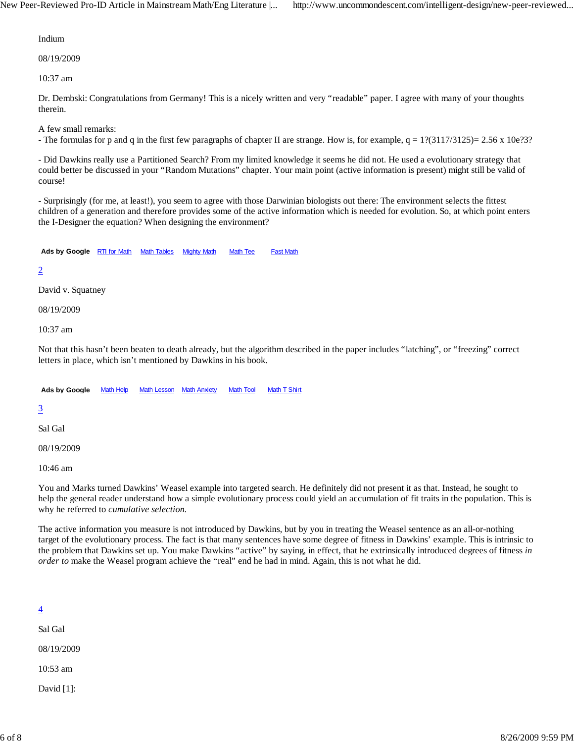Indium

08/19/2009

10:37 am

Dr. Dembski: Congratulations from Germany! This is a nicely written and very "readable" paper. I agree with many of your thoughts therein.

A few small remarks:
- The formulas for p and q in the first few paragraphs of chapter II are strange. How is, for example, q = 1?(3117/3125)= 2.56 x 10e?3?

- Did Dawkins really use a Partitioned Search? From my limited knowledge it seems he did not. He used a evolutionary strategy that could better be discussed in your "Random Mutations" chapter. Your main point (active information is present) might still be valid of course!

- Surprisingly (for me, at least!), you seem to agree with those Darwinian biologists out there: The environment selects the fittest children of a generation and therefore provides some of the active information which is needed for evolution. So, at which point enters the I-Designer the equation? When designing the environment?

**Ads by Google** RTI for Math Math Tables Mighty Math Math Tee Fast Math

2

David v. Squatney

08/19/2009

10:37 am

Not that this hasn't been beaten to death already, but the algorithm described in the paper includes "latching", or "freezing" correct letters in place, which isn't mentioned by Dawkins in his book.

**Ads by Google** Math Help Math Lesson Math Anxiety Math Tool Math T Shirt

3

Sal Gal

08/19/2009

10:46 am

You and Marks turned Dawkins' Weasel example into targeted search. He definitely did not present it as that. Instead, he sought to help the general reader understand how a simple evolutionary process could yield an accumulation of fit traits in the population. This is why he referred to *cumulative selection.*

The active information you measure is not introduced by Dawkins, but by you in treating the Weasel sentence as an all-or-nothing target of the evolutionary process. The fact is that many sentences have some degree of fitness in Dawkins' example. This is intrinsic to the problem that Dawkins set up. You make Dawkins "active" by saying, in effect, that he extrinsically introduced degrees of fitness *in order to* make the Weasel program achieve the "real" end he had in mind. Again, this is not what he did.

4

Sal Gal

08/19/2009

10:53 am

David [1]: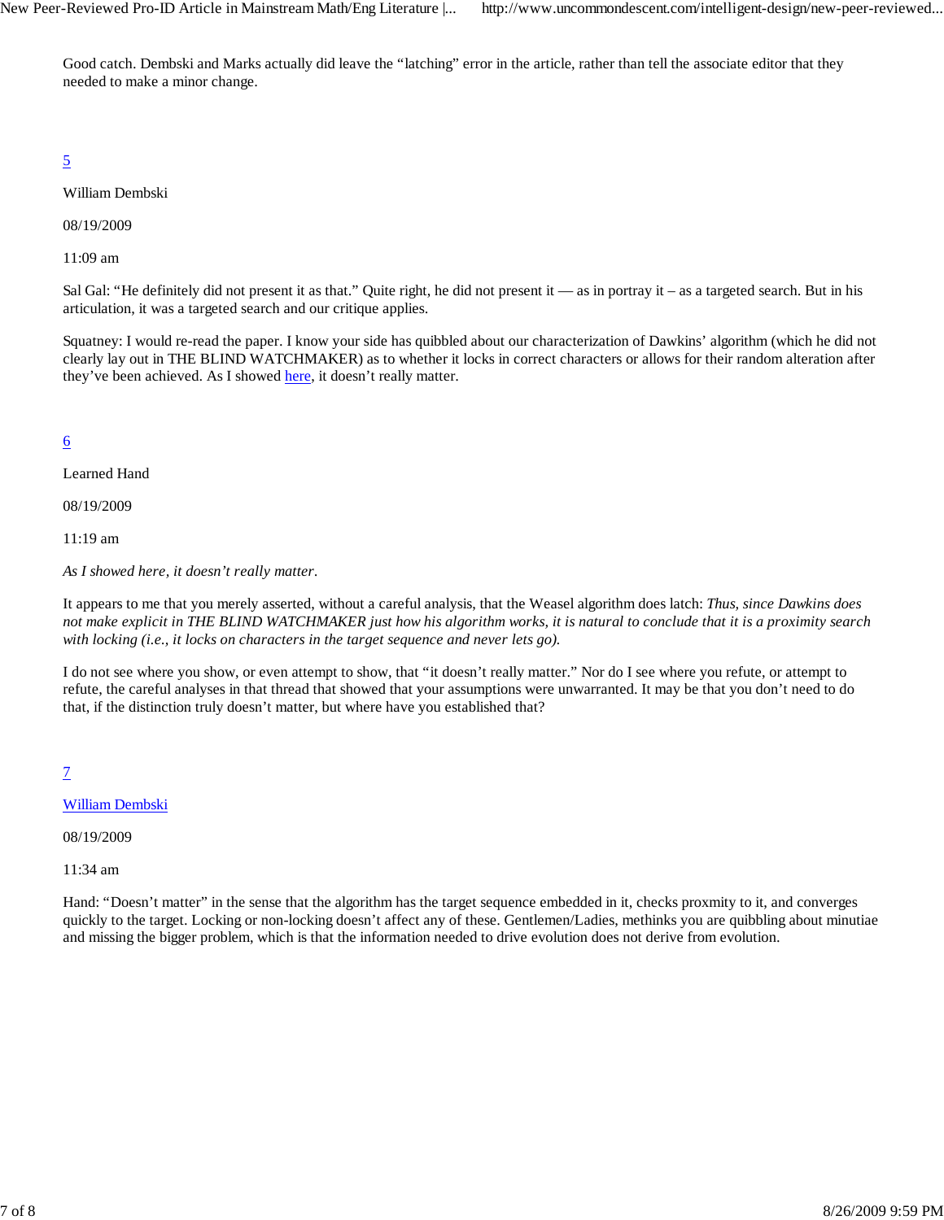Good catch. Dembski and Marks actually did leave the “latching” error in the article, rather than tell the associate editor that they needed to make a minor change.

5

William Dembski

08/19/2009

11:09 am

Sal Gal: “He definitely did not present it as that.” Quite right, he did not present it — as in portray it – as a targeted search. But in his articulation, it was a targeted search and our critique applies.

Squatney: I would re-read the paper. I know your side has quibbled about our characterization of Dawkins’ algorithm (which he did not clearly lay out in THE BLIND WATCHMAKER) as to whether it locks in correct characters or allows for their random alteration after they’ve been achieved. As I showed here, it doesn’t really matter.

6

Learned Hand

08/19/2009

11:19 am

*As I showed here, it doesn’t really matter.*

It appears to me that you merely asserted, without a careful analysis, that the Weasel algorithm does latch: *Thus, since Dawkins does not make explicit in THE BLIND WATCHMAKER just how his algorithm works, it is natural to conclude that it is a proximity search with locking (i.e., it locks on characters in the target sequence and never lets go).*

I do not see where you show, or even attempt to show, that “it doesn’t really matter.” Nor do I see where you refute, or attempt to refute, the careful analyses in that thread that showed that your assumptions were unwarranted. It may be that you don’t need to do that, if the distinction truly doesn’t matter, but where have you established that?

7

William Dembski

08/19/2009

11:34 am

Hand: “Doesn’t matter” in the sense that the algorithm has the target sequence embedded in it, checks proxmity to it, and converges quickly to the target. Locking or non-locking doesn’t affect any of these. Gentlemen/Ladies, methinks you are quibbling about minutiae and missing the bigger problem, which is that the information needed to drive evolution does not derive from evolution.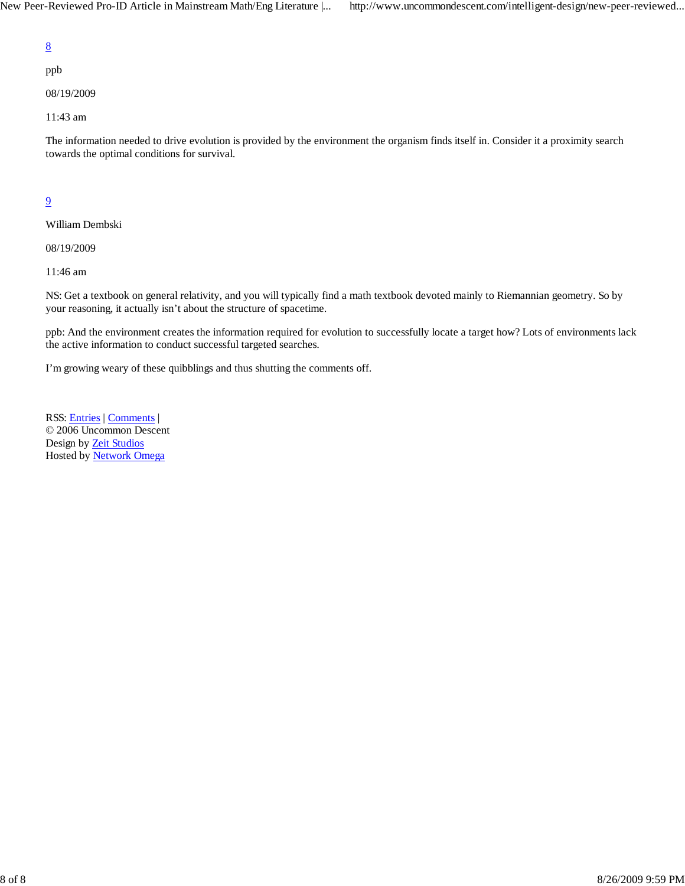8

ppb

08/19/2009

11:43 am

The information needed to drive evolution is provided by the environment the organism finds itself in. Consider it a proximity search towards the optimal conditions for survival.

9

William Dembski

08/19/2009

11:46 am

NS: Get a textbook on general relativity, and you will typically find a math textbook devoted mainly to Riemannian geometry. So by your reasoning, it actually isn't about the structure of spacetime.

ppb: And the environment creates the information required for evolution to successfully locate a target how? Lots of environments lack the active information to conduct successful targeted searches.

I'm growing weary of these quibblings and thus shutting the comments off.

RSS: Entries | Comments |
© 2006 Uncommon Descent
Design by Zeit Studios
Hosted by Network Omega